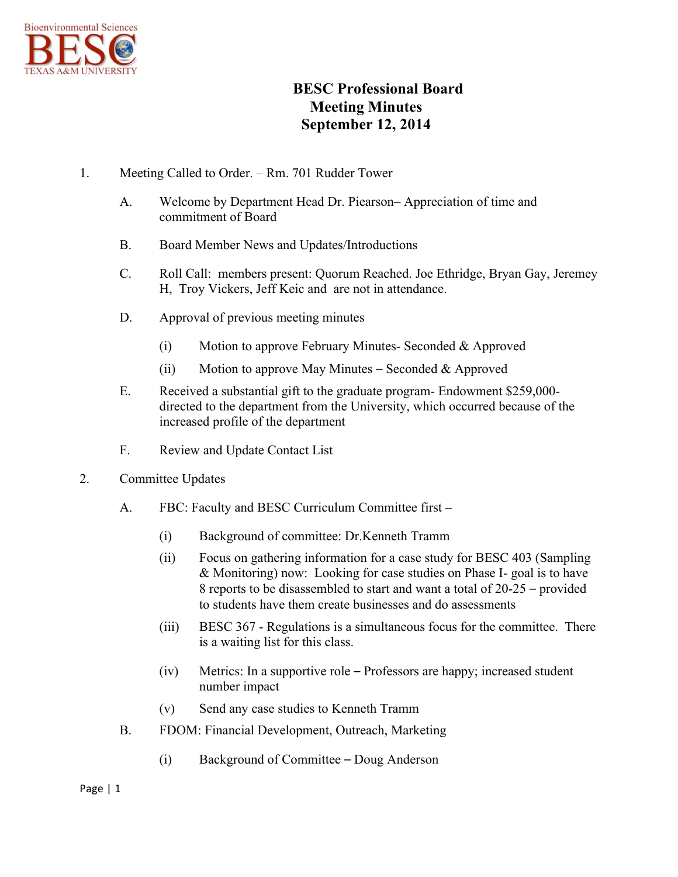Bioenvironmental Sciences
BESC
TEXAS A&M UNIVERSITY

# BESC Professional Board
## Meeting Minutes
## September 12, 2014

1. Meeting Called to Order. – Rm. 701 Rudder Tower

   A. Welcome by Department Head Dr. Pierarson– Appreciation of time and commitment of Board

   B. Board Member News and Updates/Introductions

   C. Roll Call: members present: Quorum Reached. Joe Ethridge, Bryan Gay, Jeremey H, Troy Vickers, Jeff Keic and are not in attendance.

   D. Approval of previous meeting minutes

      (i) Motion to approve February Minutes- Seconded & Approved

      (ii) Motion to approve May Minutes – Seconded & Approved

   E. Received a substantial gift to the graduate program- Endowment $259,000- directed to the department from the University, which occurred because of the increased profile of the department

   F. Review and Update Contact List

2. Committee Updates

   A. FBC: Faculty and BESC Curriculum Committee first –

      (i) Background of committee: Dr.Kenneth Tramm

      (ii) Focus on gathering information for a case study for BESC 403 (Sampling & Monitoring) now: Looking for case studies on Phase I- goal is to have 8 reports to be disassembled to start and want a total of 20-25 – provided to students have them create businesses and do assessments

      (iii) BESC 367 - Regulations is a simultaneous focus for the committee. There is a waiting list for this class.

      (iv) Metrics: In a supportive role – Professors are happy; increased student number impact

      (v) Send any case studies to Kenneth Tramm

   B. FDOM: Financial Development, Outreach, Marketing

      (i) Background of Committee – Doug Anderson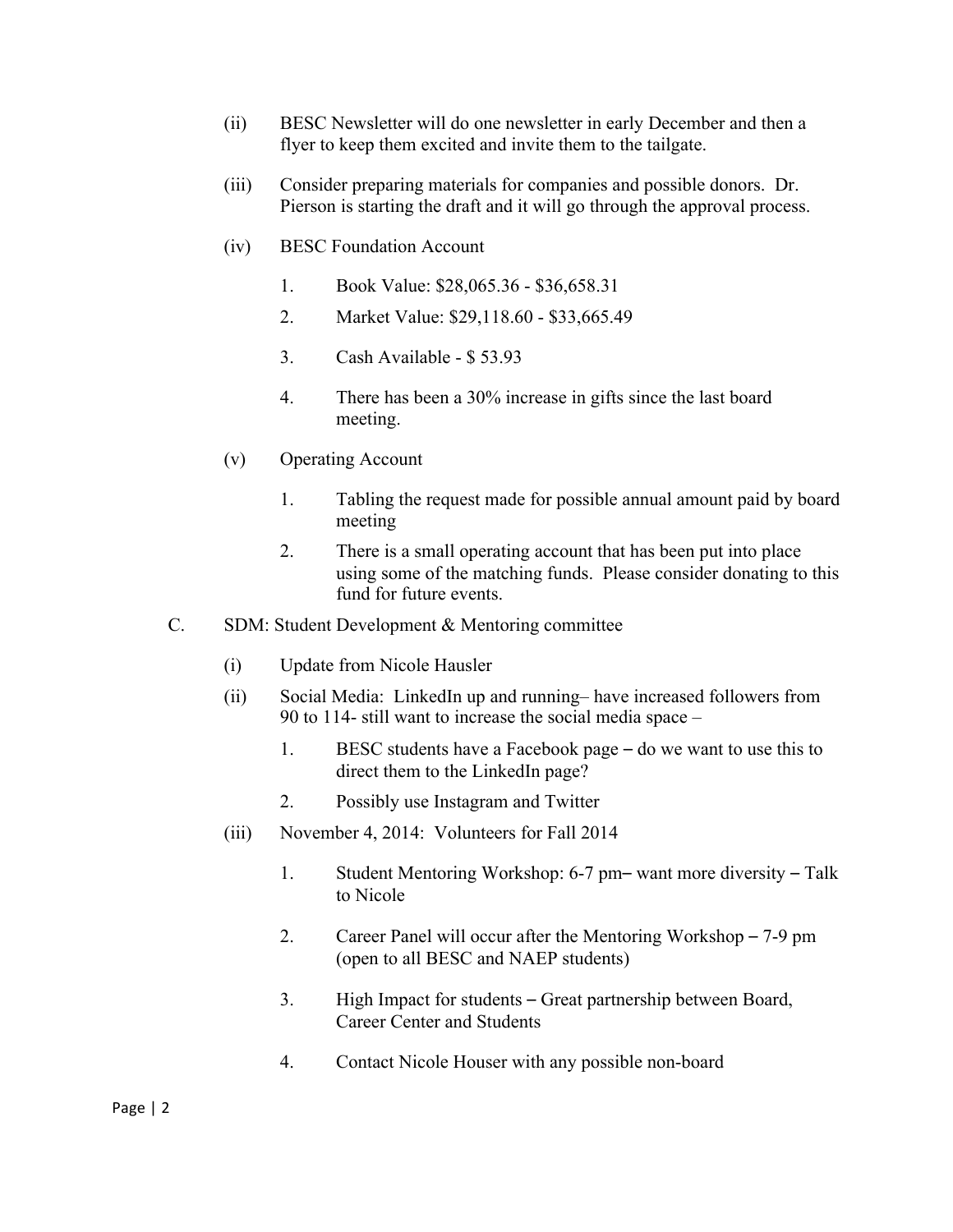(ii) BESC Newsletter will do one newsletter in early December and then a flyer to keep them excited and invite them to the tailgate.

(iii) Consider preparing materials for companies and possible donors. Dr. Pierson is starting the draft and it will go through the approval process.

(iv) BESC Foundation Account

1. Book Value: $28,065.36 - $36,658.31
2. Market Value: $29,118.60 - $33,665.49
3. Cash Available - $ 53.93
4. There has been a 30% increase in gifts since the last board meeting.

(v) Operating Account

1. Tabling the request made for possible annual amount paid by board meeting
2. There is a small operating account that has been put into place using some of the matching funds. Please consider donating to this fund for future events.

C. SDM: Student Development & Mentoring committee

(i) Update from Nicole Hausler

(ii) Social Media: LinkedIn up and running– have increased followers from 90 to 114- still want to increase the social media space –

1. BESC students have a Facebook page – do we want to use this to direct them to the LinkedIn page?
2. Possibly use Instagram and Twitter

(iii) November 4, 2014: Volunteers for Fall 2014

1. Student Mentoring Workshop: 6-7 pm– want more diversity – Talk to Nicole
2. Career Panel will occur after the Mentoring Workshop – 7-9 pm (open to all BESC and NAEP students)
3. High Impact for students – Great partnership between Board, Career Center and Students
4. Contact Nicole Houser with any possible non-board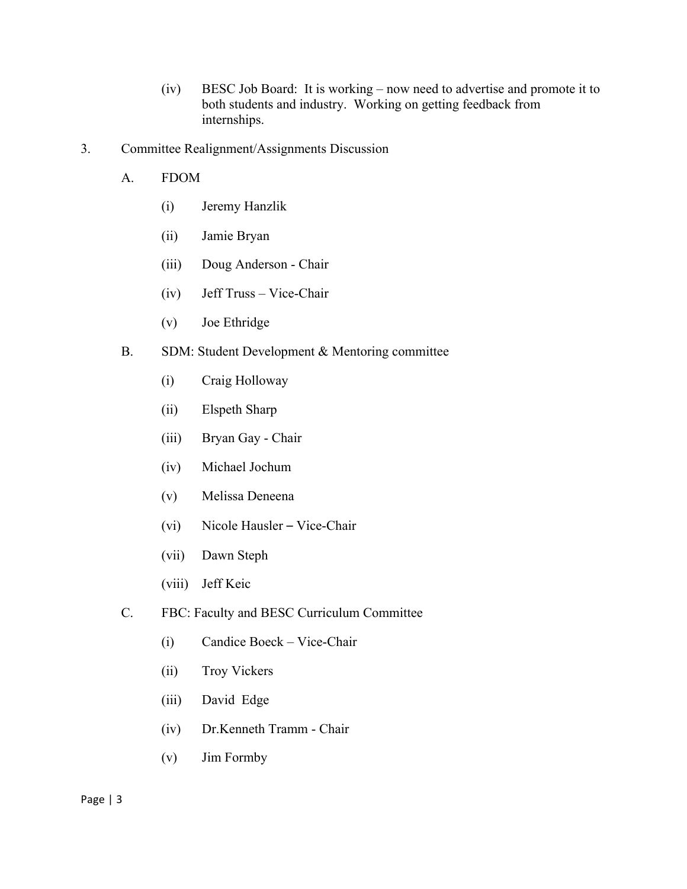(iv) BESC Job Board: It is working – now need to advertise and promote it to both students and industry. Working on getting feedback from internships.

3. Committee Realignment/Assignments Discussion

A. FDOM

(i) Jeremy Hanzlik

(ii) Jamie Bryan

(iii) Doug Anderson - Chair

(iv) Jeff Truss – Vice-Chair

(v) Joe Ethridge

B. SDM: Student Development & Mentoring committee

(i) Craig Holloway

(ii) Elspeth Sharp

(iii) Bryan Gay - Chair

(iv) Michael Jochum

(v) Melissa Deneena

(vi) Nicole Hausler – Vice-Chair

(vii) Dawn Steph

(viii) Jeff Keic

C. FBC: Faculty and BESC Curriculum Committee

(i) Candice Boeck – Vice-Chair

(ii) Troy Vickers

(iii) David Edge

(iv) Dr.Kenneth Tramm - Chair

(v) Jim Formby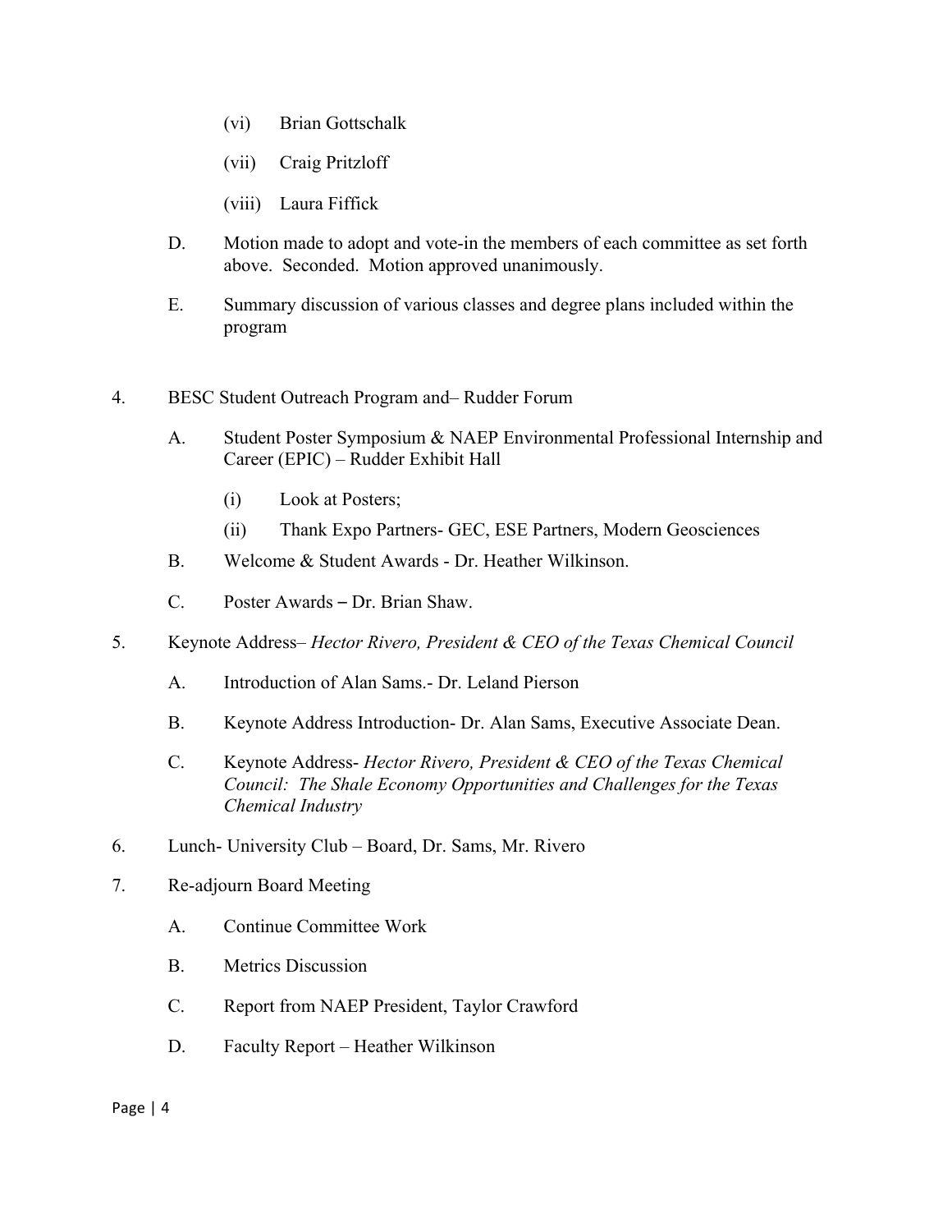(vi) Brian Gottschalk

(vii) Craig Pritzloff

(viii) Laura Fiffick

D. Motion made to adopt and vote-in the members of each committee as set forth above. Seconded. Motion approved unanimously.

E. Summary discussion of various classes and degree plans included within the program

4. BESC Student Outreach Program and– Rudder Forum

A. Student Poster Symposium & NAEP Environmental Professional Internship and Career (EPIC) – Rudder Exhibit Hall

(i) Look at Posters;

(ii) Thank Expo Partners- GEC, ESE Partners, Modern Geosciences

B. Welcome & Student Awards - Dr. Heather Wilkinson.

C. Poster Awards – Dr. Brian Shaw.

5. Keynote Address– *Hector Rivero, President & CEO of the Texas Chemical Council*

A. Introduction of Alan Sams.- Dr. Leland Pierson

B. Keynote Address Introduction- Dr. Alan Sams, Executive Associate Dean.

C. Keynote Address- *Hector Rivero, President & CEO of the Texas Chemical Council: The Shale Economy Opportunities and Challenges for the Texas Chemical Industry*

6. Lunch- University Club – Board, Dr. Sams, Mr. Rivero

7. Re-adjourn Board Meeting

A. Continue Committee Work

B. Metrics Discussion

C. Report from NAEP President, Taylor Crawford

D. Faculty Report – Heather Wilkinson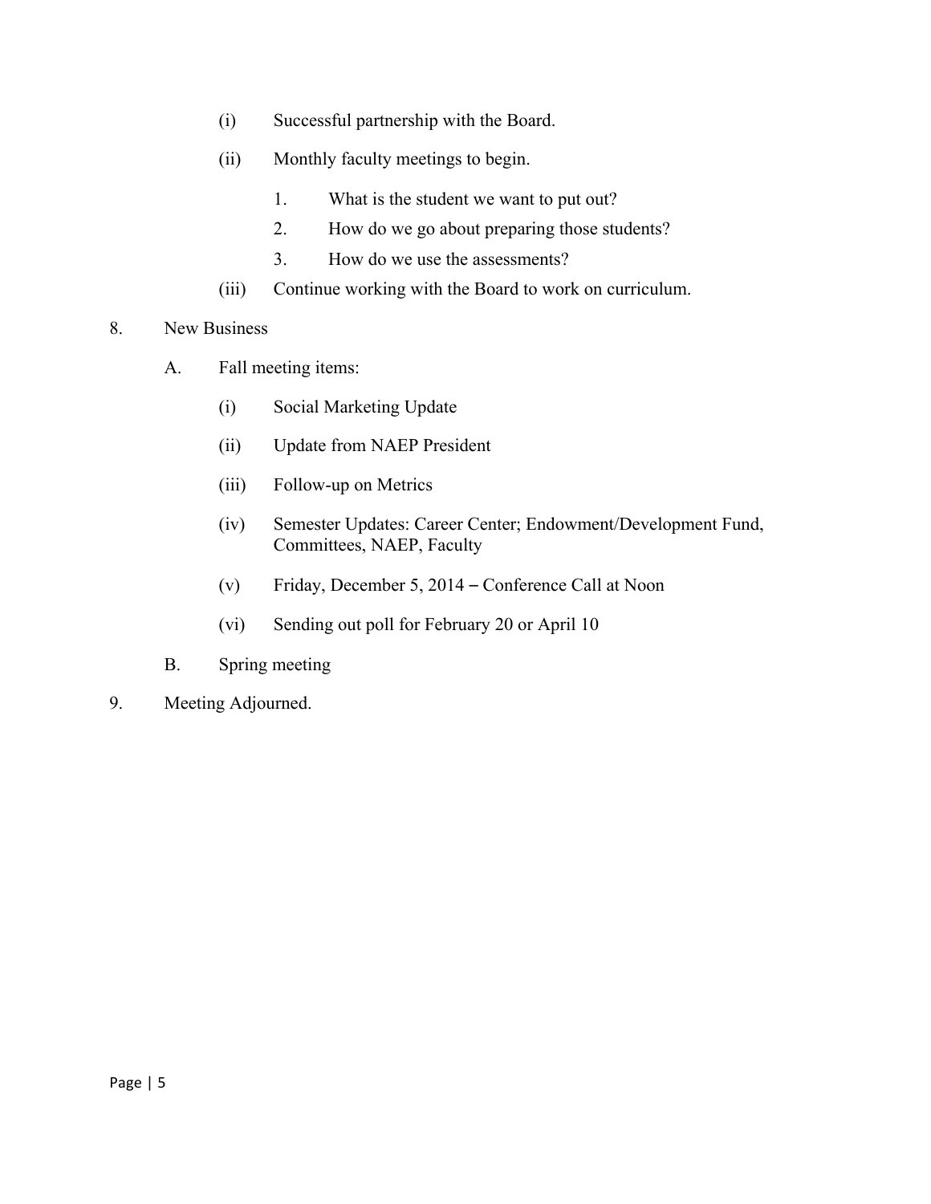(i) Successful partnership with the Board.

(ii) Monthly faculty meetings to begin.

1. What is the student we want to put out?
2. How do we go about preparing those students?
3. How do we use the assessments?

(iii) Continue working with the Board to work on curriculum.

8. New Business

A. Fall meeting items:

(i) Social Marketing Update

(ii) Update from NAEP President

(iii) Follow-up on Metrics

(iv) Semester Updates: Career Center; Endowment/Development Fund, Committees, NAEP, Faculty

(v) Friday, December 5, 2014 – Conference Call at Noon

(vi) Sending out poll for February 20 or April 10

B. Spring meeting

9. Meeting Adjourned.